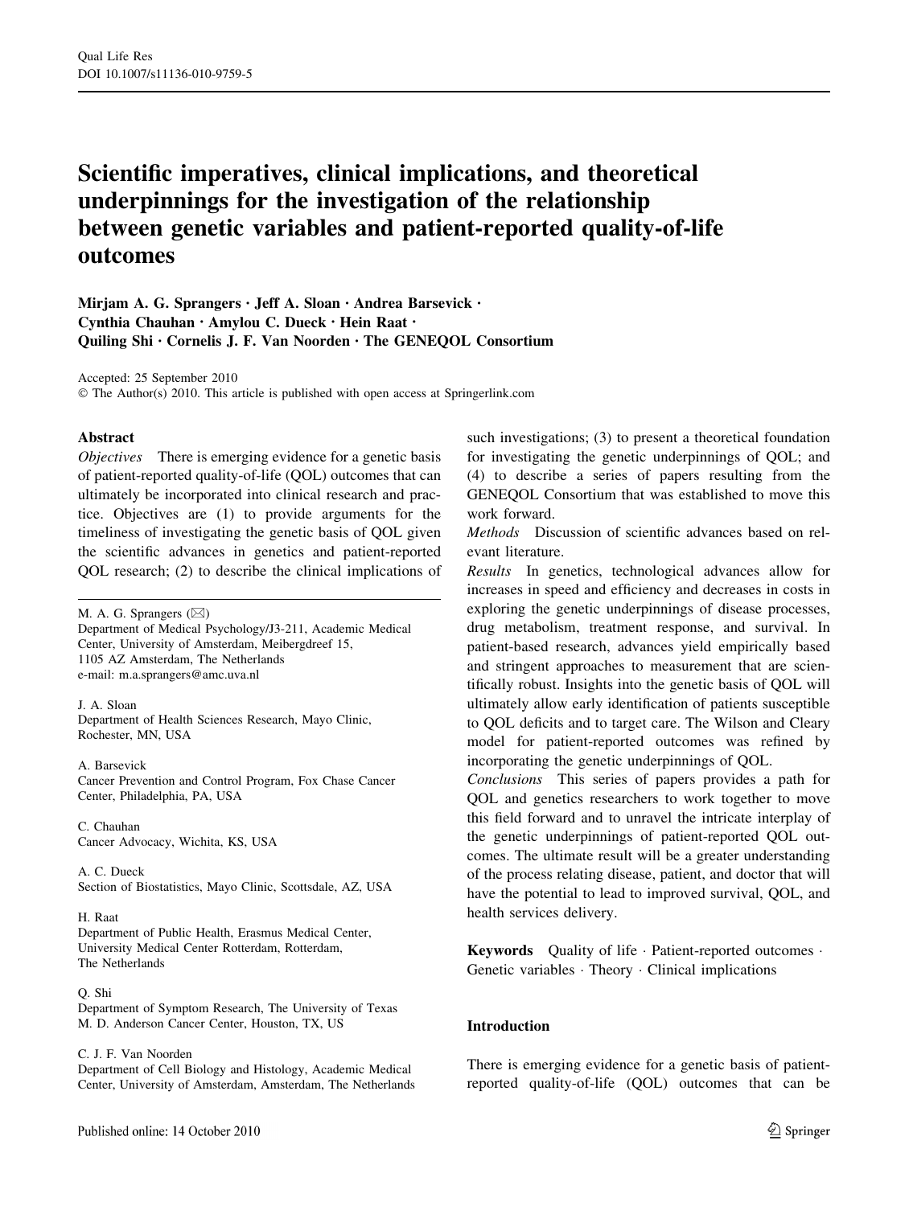Qual Life Res
DOI 10.1007/s11136-010-9759-5

# Scientific imperatives, clinical implications, and theoretical underpinnings for the investigation of the relationship between genetic variables and patient-reported quality-of-life outcomes

**Mirjam A. G. Sprangers · Jeff A. Sloan · Andrea Barsevick · Cynthia Chauhan · Amylou C. Dueck · Hein Raat · Quiling Shi · Cornelis J. F. Van Noorden · The GENEQOL Consortium**

Accepted: 25 September 2010
© The Author(s) 2010. This article is published with open access at Springerlink.com

M. A. G. Sprangers (✉)
Department of Medical Psychology/J3-211, Academic Medical Center, University of Amsterdam, Meibergdreef 15, 1105 AZ Amsterdam, The Netherlands
e-mail: m.a.sprangers@amc.uva.nl

J. A. Sloan
Department of Health Sciences Research, Mayo Clinic, Rochester, MN, USA

A. Barsevick
Cancer Prevention and Control Program, Fox Chase Cancer Center, Philadelphia, PA, USA

C. Chauhan
Cancer Advocacy, Wichita, KS, USA

A. C. Dueck
Section of Biostatistics, Mayo Clinic, Scottsdale, AZ, USA

H. Raat
Department of Public Health, Erasmus Medical Center, University Medical Center Rotterdam, Rotterdam, The Netherlands

Q. Shi
Department of Symptom Research, The University of Texas M. D. Anderson Cancer Center, Houston, TX, US

C. J. F. Van Noorden
Department of Cell Biology and Histology, Academic Medical Center, University of Amsterdam, Amsterdam, The Netherlands

## Abstract

*Objectives* There is emerging evidence for a genetic basis of patient-reported quality-of-life (QOL) outcomes that can ultimately be incorporated into clinical research and practice. Objectives are (1) to provide arguments for the timeliness of investigating the genetic basis of QOL given the scientific advances in genetics and patient-reported QOL research; (2) to describe the clinical implications of such investigations; (3) to present a theoretical foundation for investigating the genetic underpinnings of QOL; and (4) to describe a series of papers resulting from the GENEQOL Consortium that was established to move this work forward.

*Methods* Discussion of scientific advances based on relevant literature.

*Results* In genetics, technological advances allow for increases in speed and efficiency and decreases in costs in exploring the genetic underpinnings of disease processes, drug metabolism, treatment response, and survival. In patient-based research, advances yield empirically based and stringent approaches to measurement that are scientifically robust. Insights into the genetic basis of QOL will ultimately allow early identification of patients susceptible to QOL deficits and to target care. The Wilson and Cleary model for patient-reported outcomes was refined by incorporating the genetic underpinnings of QOL.

*Conclusions* This series of papers provides a path for QOL and genetics researchers to work together to move this field forward and to unravel the intricate interplay of the genetic underpinnings of patient-reported QOL outcomes. The ultimate result will be a greater understanding of the process relating disease, patient, and doctor that will have the potential to lead to improved survival, QOL, and health services delivery.

**Keywords** Quality of life · Patient-reported outcomes · Genetic variables · Theory · Clinical implications

## Introduction

There is emerging evidence for a genetic basis of patient-reported quality-of-life (QOL) outcomes that can be

Published online: 14 October 2010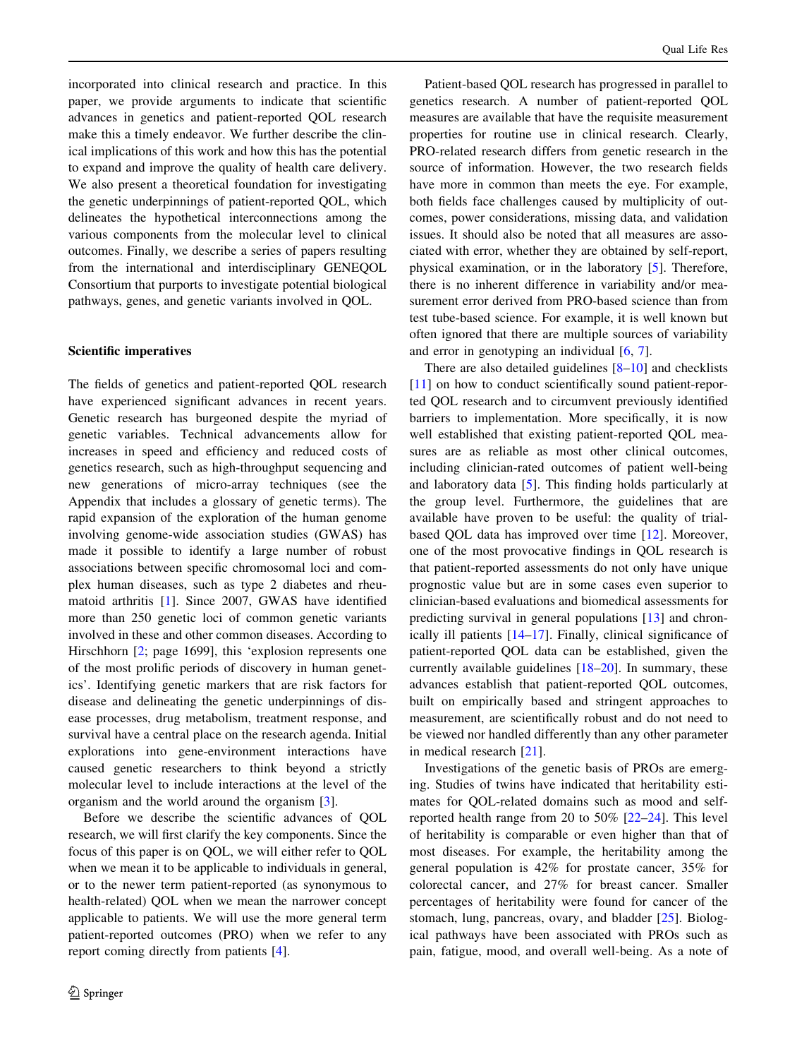incorporated into clinical research and practice. In this paper, we provide arguments to indicate that scientific advances in genetics and patient-reported QOL research make this a timely endeavor. We further describe the clinical implications of this work and how this has the potential to expand and improve the quality of health care delivery. We also present a theoretical foundation for investigating the genetic underpinnings of patient-reported QOL, which delineates the hypothetical interconnections among the various components from the molecular level to clinical outcomes. Finally, we describe a series of papers resulting from the international and interdisciplinary GENEQOL Consortium that purports to investigate potential biological pathways, genes, and genetic variants involved in QOL.

## Scientific imperatives

The fields of genetics and patient-reported QOL research have experienced significant advances in recent years. Genetic research has burgeoned despite the myriad of genetic variables. Technical advancements allow for increases in speed and efficiency and reduced costs of genetics research, such as high-throughput sequencing and new generations of micro-array techniques (see the Appendix that includes a glossary of genetic terms). The rapid expansion of the exploration of the human genome involving genome-wide association studies (GWAS) has made it possible to identify a large number of robust associations between specific chromosomal loci and complex human diseases, such as type 2 diabetes and rheumatoid arthritis [1]. Since 2007, GWAS have identified more than 250 genetic loci of common genetic variants involved in these and other common diseases. According to Hirschhorn [2; page 1699], this 'explosion represents one of the most prolific periods of discovery in human genetics'. Identifying genetic markers that are risk factors for disease and delineating the genetic underpinnings of disease processes, drug metabolism, treatment response, and survival have a central place on the research agenda. Initial explorations into gene-environment interactions have caused genetic researchers to think beyond a strictly molecular level to include interactions at the level of the organism and the world around the organism [3].

Before we describe the scientific advances of QOL research, we will first clarify the key components. Since the focus of this paper is on QOL, we will either refer to QOL when we mean it to be applicable to individuals in general, or to the newer term patient-reported (as synonymous to health-related) QOL when we mean the narrower concept applicable to patients. We will use the more general term patient-reported outcomes (PRO) when we refer to any report coming directly from patients [4].

Patient-based QOL research has progressed in parallel to genetics research. A number of patient-reported QOL measures are available that have the requisite measurement properties for routine use in clinical research. Clearly, PRO-related research differs from genetic research in the source of information. However, the two research fields have more in common than meets the eye. For example, both fields face challenges caused by multiplicity of outcomes, power considerations, missing data, and validation issues. It should also be noted that all measures are associated with error, whether they are obtained by self-report, physical examination, or in the laboratory [5]. Therefore, there is no inherent difference in variability and/or measurement error derived from PRO-based science than from test tube-based science. For example, it is well known but often ignored that there are multiple sources of variability and error in genotyping an individual [6, 7].

There are also detailed guidelines [8–10] and checklists [11] on how to conduct scientifically sound patient-reported QOL research and to circumvent previously identified barriers to implementation. More specifically, it is now well established that existing patient-reported QOL measures are as reliable as most other clinical outcomes, including clinician-rated outcomes of patient well-being and laboratory data [5]. This finding holds particularly at the group level. Furthermore, the guidelines that are available have proven to be useful: the quality of trial-based QOL data has improved over time [12]. Moreover, one of the most provocative findings in QOL research is that patient-reported assessments do not only have unique prognostic value but are in some cases even superior to clinician-based evaluations and biomedical assessments for predicting survival in general populations [13] and chronically ill patients [14–17]. Finally, clinical significance of patient-reported QOL data can be established, given the currently available guidelines [18–20]. In summary, these advances establish that patient-reported QOL outcomes, built on empirically based and stringent approaches to measurement, are scientifically robust and do not need to be viewed nor handled differently than any other parameter in medical research [21].

Investigations of the genetic basis of PROs are emerging. Studies of twins have indicated that heritability estimates for QOL-related domains such as mood and self-reported health range from 20 to 50% [22–24]. This level of heritability is comparable or even higher than that of most diseases. For example, the heritability among the general population is 42% for prostate cancer, 35% for colorectal cancer, and 27% for breast cancer. Smaller percentages of heritability were found for cancer of the stomach, lung, pancreas, ovary, and bladder [25]. Biological pathways have been associated with PROs such as pain, fatigue, mood, and overall well-being. As a note of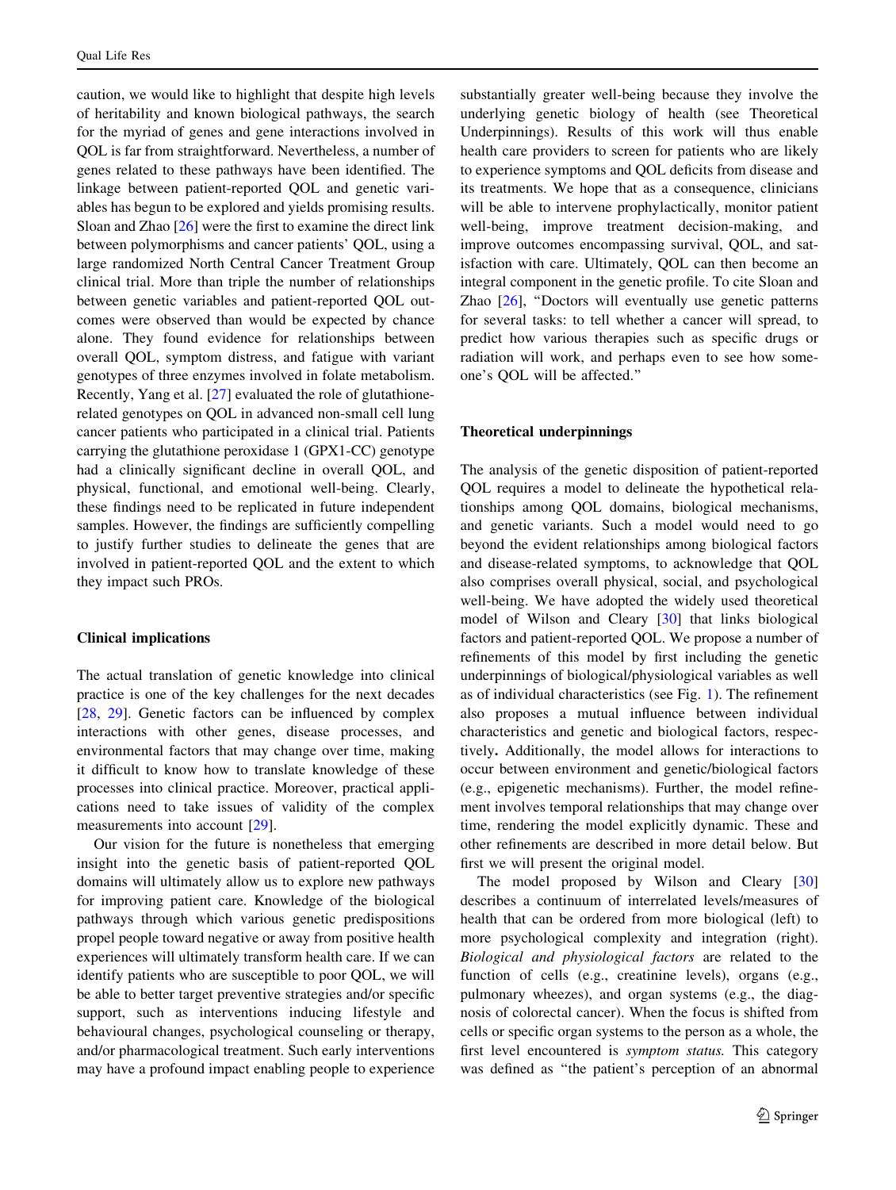caution, we would like to highlight that despite high levels of heritability and known biological pathways, the search for the myriad of genes and gene interactions involved in QOL is far from straightforward. Nevertheless, a number of genes related to these pathways have been identified. The linkage between patient-reported QOL and genetic variables has begun to be explored and yields promising results. Sloan and Zhao [26] were the first to examine the direct link between polymorphisms and cancer patients' QOL, using a large randomized North Central Cancer Treatment Group clinical trial. More than triple the number of relationships between genetic variables and patient-reported QOL outcomes were observed than would be expected by chance alone. They found evidence for relationships between overall QOL, symptom distress, and fatigue with variant genotypes of three enzymes involved in folate metabolism. Recently, Yang et al. [27] evaluated the role of glutathione-related genotypes on QOL in advanced non-small cell lung cancer patients who participated in a clinical trial. Patients carrying the glutathione peroxidase 1 (GPX1-CC) genotype had a clinically significant decline in overall QOL, and physical, functional, and emotional well-being. Clearly, these findings need to be replicated in future independent samples. However, the findings are sufficiently compelling to justify further studies to delineate the genes that are involved in patient-reported QOL and the extent to which they impact such PROs.

### Clinical implications

The actual translation of genetic knowledge into clinical practice is one of the key challenges for the next decades [28, 29]. Genetic factors can be influenced by complex interactions with other genes, disease processes, and environmental factors that may change over time, making it difficult to know how to translate knowledge of these processes into clinical practice. Moreover, practical applications need to take issues of validity of the complex measurements into account [29].

Our vision for the future is nonetheless that emerging insight into the genetic basis of patient-reported QOL domains will ultimately allow us to explore new pathways for improving patient care. Knowledge of the biological pathways through which various genetic predispositions propel people toward negative or away from positive health experiences will ultimately transform health care. If we can identify patients who are susceptible to poor QOL, we will be able to better target preventive strategies and/or specific support, such as interventions inducing lifestyle and behavioural changes, psychological counseling or therapy, and/or pharmacological treatment. Such early interventions may have a profound impact enabling people to experience substantially greater well-being because they involve the underlying genetic biology of health (see Theoretical Underpinnings). Results of this work will thus enable health care providers to screen for patients who are likely to experience symptoms and QOL deficits from disease and its treatments. We hope that as a consequence, clinicians will be able to intervene prophylactically, monitor patient well-being, improve treatment decision-making, and improve outcomes encompassing survival, QOL, and satisfaction with care. Ultimately, QOL can then become an integral component in the genetic profile. To cite Sloan and Zhao [26], "Doctors will eventually use genetic patterns for several tasks: to tell whether a cancer will spread, to predict how various therapies such as specific drugs or radiation will work, and perhaps even to see how someone's QOL will be affected."

### Theoretical underpinnings

The analysis of the genetic disposition of patient-reported QOL requires a model to delineate the hypothetical relationships among QOL domains, biological mechanisms, and genetic variants. Such a model would need to go beyond the evident relationships among biological factors and disease-related symptoms, to acknowledge that QOL also comprises overall physical, social, and psychological well-being. We have adopted the widely used theoretical model of Wilson and Cleary [30] that links biological factors and patient-reported QOL. We propose a number of refinements of this model by first including the genetic underpinnings of biological/physiological variables as well as of individual characteristics (see Fig. 1). The refinement also proposes a mutual influence between individual characteristics and genetic and biological factors, respectively**.** Additionally, the model allows for interactions to occur between environment and genetic/biological factors (e.g., epigenetic mechanisms). Further, the model refinement involves temporal relationships that may change over time, rendering the model explicitly dynamic. These and other refinements are described in more detail below. But first we will present the original model.

The model proposed by Wilson and Cleary [30] describes a continuum of interrelated levels/measures of health that can be ordered from more biological (left) to more psychological complexity and integration (right). *Biological and physiological factors* are related to the function of cells (e.g., creatinine levels), organs (e.g., pulmonary wheezes), and organ systems (e.g., the diagnosis of colorectal cancer). When the focus is shifted from cells or specific organ systems to the person as a whole, the first level encountered is *symptom status.* This category was defined as "the patient's perception of an abnormal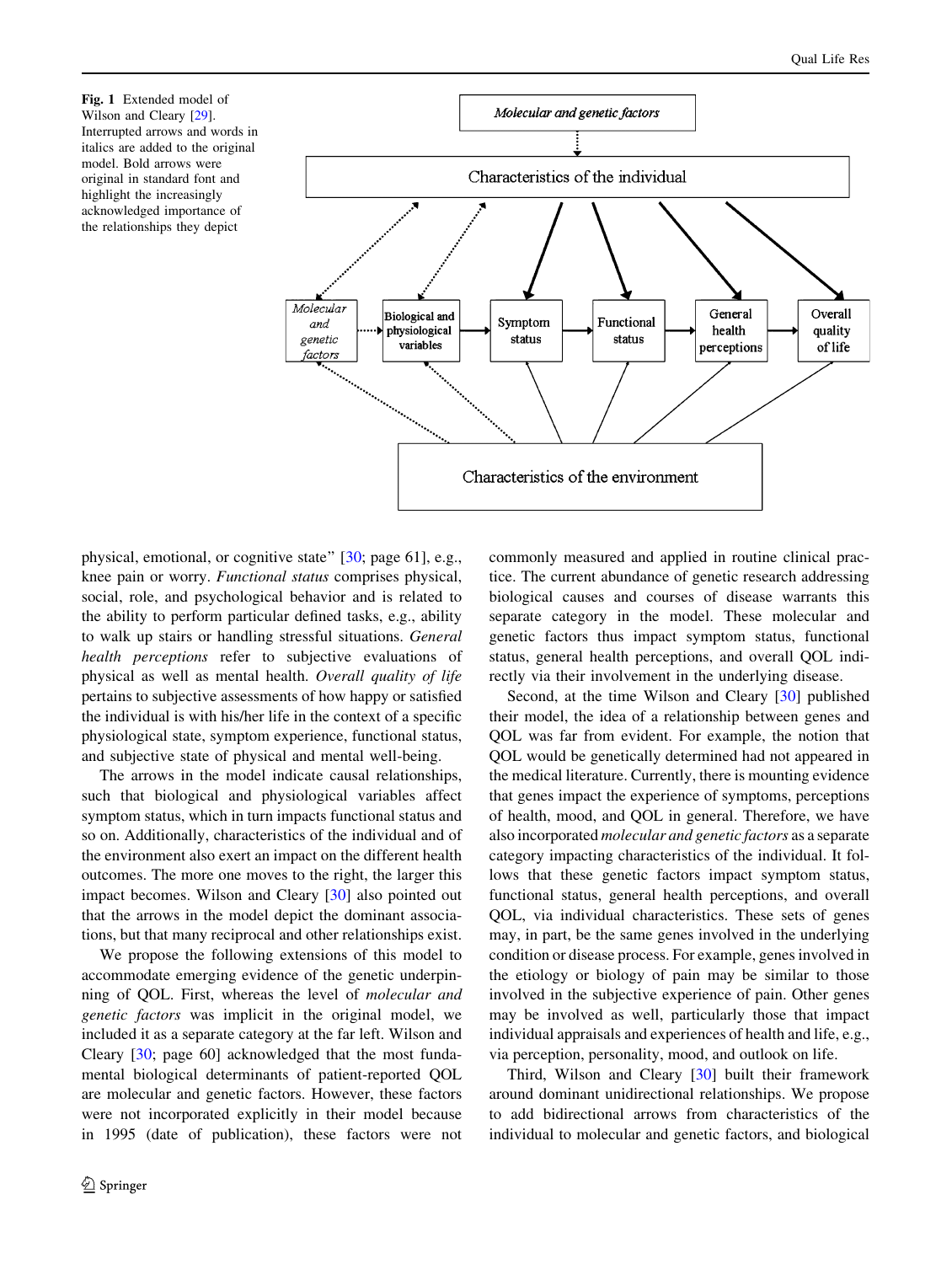**Fig. 1** Extended model of Wilson and Cleary [29]. Interrupted arrows and words in italics are added to the original model. Bold arrows were original in standard font and highlight the increasingly acknowledged importance of the relationships they depict

physical, emotional, or cognitive state" [30; page 61], e.g., knee pain or worry. *Functional status* comprises physical, social, role, and psychological behavior and is related to the ability to perform particular defined tasks, e.g., ability to walk up stairs or handling stressful situations. *General health perceptions* refer to subjective evaluations of physical as well as mental health. *Overall quality of life* pertains to subjective assessments of how happy or satisfied the individual is with his/her life in the context of a specific physiological state, symptom experience, functional status, and subjective state of physical and mental well-being.

The arrows in the model indicate causal relationships, such that biological and physiological variables affect symptom status, which in turn impacts functional status and so on. Additionally, characteristics of the individual and of the environment also exert an impact on the different health outcomes. The more one moves to the right, the larger this impact becomes. Wilson and Cleary [30] also pointed out that the arrows in the model depict the dominant associations, but that many reciprocal and other relationships exist.

We propose the following extensions of this model to accommodate emerging evidence of the genetic underpinning of QOL. First, whereas the level of *molecular and genetic factors* was implicit in the original model, we included it as a separate category at the far left. Wilson and Cleary [30; page 60] acknowledged that the most fundamental biological determinants of patient-reported QOL are molecular and genetic factors. However, these factors were not incorporated explicitly in their model because in 1995 (date of publication), these factors were not commonly measured and applied in routine clinical practice. The current abundance of genetic research addressing biological causes and courses of disease warrants this separate category in the model. These molecular and genetic factors thus impact symptom status, functional status, general health perceptions, and overall QOL indirectly via their involvement in the underlying disease.

Second, at the time Wilson and Cleary [30] published their model, the idea of a relationship between genes and QOL was far from evident. For example, the notion that QOL would be genetically determined had not appeared in the medical literature. Currently, there is mounting evidence that genes impact the experience of symptoms, perceptions of health, mood, and QOL in general. Therefore, we have also incorporated *molecular and genetic factors* as a separate category impacting characteristics of the individual. It follows that these genetic factors impact symptom status, functional status, general health perceptions, and overall QOL, via individual characteristics. These sets of genes may, in part, be the same genes involved in the underlying condition or disease process. For example, genes involved in the etiology or biology of pain may be similar to those involved in the subjective experience of pain. Other genes may be involved as well, particularly those that impact individual appraisals and experiences of health and life, e.g., via perception, personality, mood, and outlook on life.

Third, Wilson and Cleary [30] built their framework around dominant unidirectional relationships. We propose to add bidirectional arrows from characteristics of the individual to molecular and genetic factors, and biological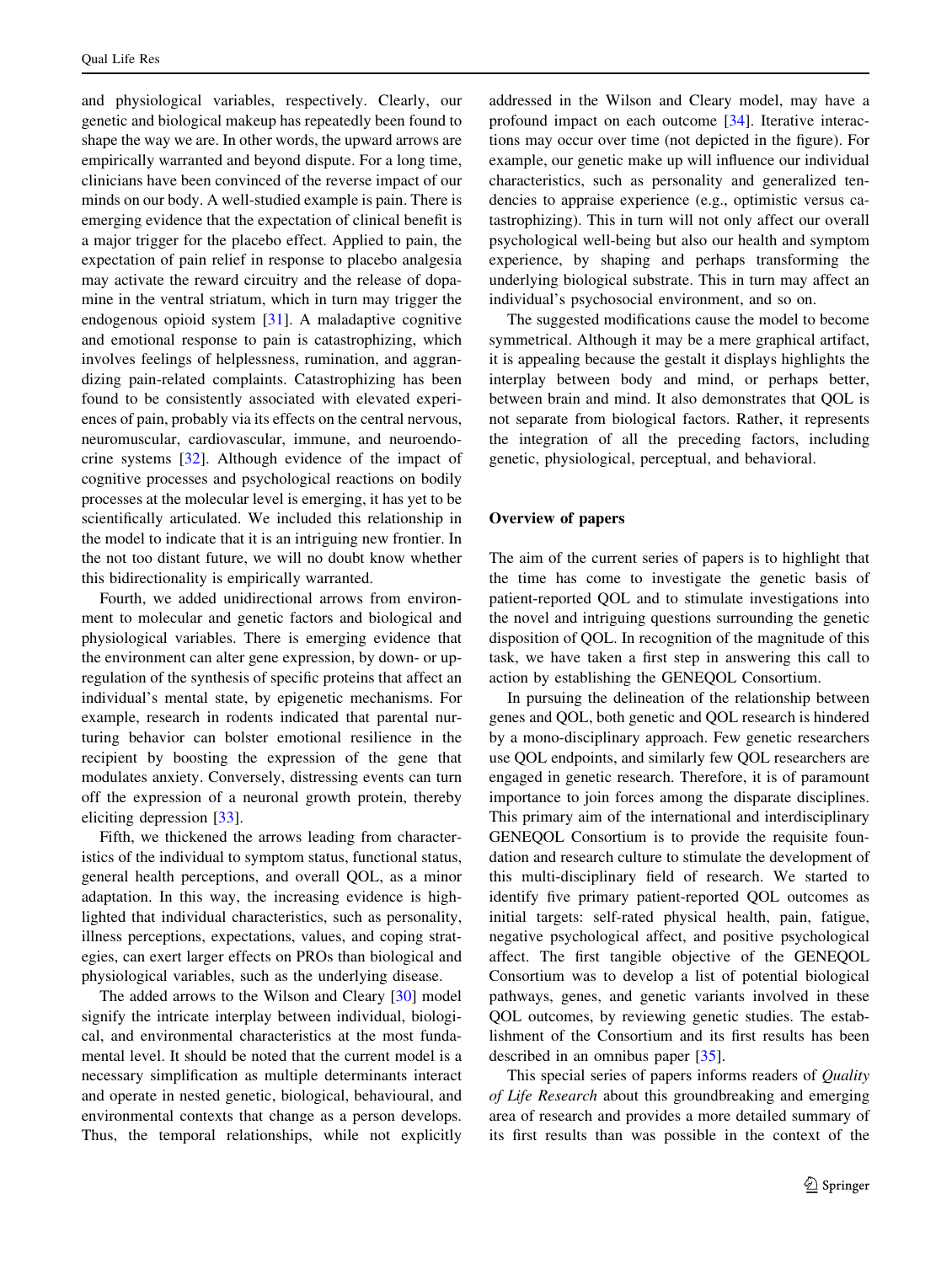and physiological variables, respectively. Clearly, our genetic and biological makeup has repeatedly been found to shape the way we are. In other words, the upward arrows are empirically warranted and beyond dispute. For a long time, clinicians have been convinced of the reverse impact of our minds on our body. A well-studied example is pain. There is emerging evidence that the expectation of clinical benefit is a major trigger for the placebo effect. Applied to pain, the expectation of pain relief in response to placebo analgesia may activate the reward circuitry and the release of dopamine in the ventral striatum, which in turn may trigger the endogenous opioid system [31]. A maladaptive cognitive and emotional response to pain is catastrophizing, which involves feelings of helplessness, rumination, and aggrandizing pain-related complaints. Catastrophizing has been found to be consistently associated with elevated experiences of pain, probably via its effects on the central nervous, neuromuscular, cardiovascular, immune, and neuroendocrine systems [32]. Although evidence of the impact of cognitive processes and psychological reactions on bodily processes at the molecular level is emerging, it has yet to be scientifically articulated. We included this relationship in the model to indicate that it is an intriguing new frontier. In the not too distant future, we will no doubt know whether this bidirectionality is empirically warranted.

Fourth, we added unidirectional arrows from environment to molecular and genetic factors and biological and physiological variables. There is emerging evidence that the environment can alter gene expression, by down- or upregulation of the synthesis of specific proteins that affect an individual's mental state, by epigenetic mechanisms. For example, research in rodents indicated that parental nurturing behavior can bolster emotional resilience in the recipient by boosting the expression of the gene that modulates anxiety. Conversely, distressing events can turn off the expression of a neuronal growth protein, thereby eliciting depression [33].

Fifth, we thickened the arrows leading from characteristics of the individual to symptom status, functional status, general health perceptions, and overall QOL, as a minor adaptation. In this way, the increasing evidence is highlighted that individual characteristics, such as personality, illness perceptions, expectations, values, and coping strategies, can exert larger effects on PROs than biological and physiological variables, such as the underlying disease.

The added arrows to the Wilson and Cleary [30] model signify the intricate interplay between individual, biological, and environmental characteristics at the most fundamental level. It should be noted that the current model is a necessary simplification as multiple determinants interact and operate in nested genetic, biological, behavioural, and environmental contexts that change as a person develops. Thus, the temporal relationships, while not explicitly addressed in the Wilson and Cleary model, may have a profound impact on each outcome [34]. Iterative interactions may occur over time (not depicted in the figure). For example, our genetic make up will influence our individual characteristics, such as personality and generalized tendencies to appraise experience (e.g., optimistic versus catastrophizing). This in turn will not only affect our overall psychological well-being but also our health and symptom experience, by shaping and perhaps transforming the underlying biological substrate. This in turn may affect an individual's psychosocial environment, and so on.

The suggested modifications cause the model to become symmetrical. Although it may be a mere graphical artifact, it is appealing because the gestalt it displays highlights the interplay between body and mind, or perhaps better, between brain and mind. It also demonstrates that QOL is not separate from biological factors. Rather, it represents the integration of all the preceding factors, including genetic, physiological, perceptual, and behavioral.

## Overview of papers

The aim of the current series of papers is to highlight that the time has come to investigate the genetic basis of patient-reported QOL and to stimulate investigations into the novel and intriguing questions surrounding the genetic disposition of QOL. In recognition of the magnitude of this task, we have taken a first step in answering this call to action by establishing the GENEQOL Consortium.

In pursuing the delineation of the relationship between genes and QOL, both genetic and QOL research is hindered by a mono-disciplinary approach. Few genetic researchers use QOL endpoints, and similarly few QOL researchers are engaged in genetic research. Therefore, it is of paramount importance to join forces among the disparate disciplines. This primary aim of the international and interdisciplinary GENEQOL Consortium is to provide the requisite foundation and research culture to stimulate the development of this multi-disciplinary field of research. We started to identify five primary patient-reported QOL outcomes as initial targets: self-rated physical health, pain, fatigue, negative psychological affect, and positive psychological affect. The first tangible objective of the GENEQOL Consortium was to develop a list of potential biological pathways, genes, and genetic variants involved in these QOL outcomes, by reviewing genetic studies. The establishment of the Consortium and its first results has been described in an omnibus paper [35].

This special series of papers informs readers of *Quality of Life Research* about this groundbreaking and emerging area of research and provides a more detailed summary of its first results than was possible in the context of the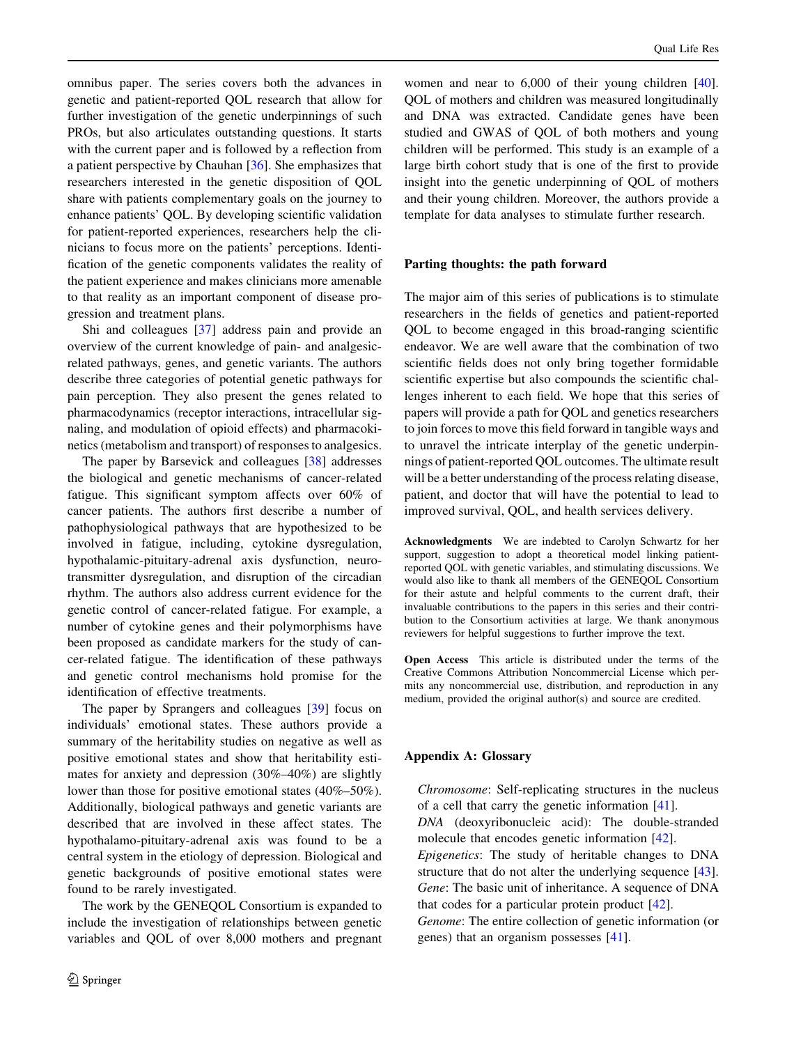omnibus paper. The series covers both the advances in genetic and patient-reported QOL research that allow for further investigation of the genetic underpinnings of such PROs, but also articulates outstanding questions. It starts with the current paper and is followed by a reflection from a patient perspective by Chauhan [36]. She emphasizes that researchers interested in the genetic disposition of QOL share with patients complementary goals on the journey to enhance patients' QOL. By developing scientific validation for patient-reported experiences, researchers help the clinicians to focus more on the patients' perceptions. Identification of the genetic components validates the reality of the patient experience and makes clinicians more amenable to that reality as an important component of disease progression and treatment plans.

Shi and colleagues [37] address pain and provide an overview of the current knowledge of pain- and analgesic-related pathways, genes, and genetic variants. The authors describe three categories of potential genetic pathways for pain perception. They also present the genes related to pharmacodynamics (receptor interactions, intracellular signaling, and modulation of opioid effects) and pharmacokinetics (metabolism and transport) of responses to analgesics.

The paper by Barsevick and colleagues [38] addresses the biological and genetic mechanisms of cancer-related fatigue. This significant symptom affects over 60% of cancer patients. The authors first describe a number of pathophysiological pathways that are hypothesized to be involved in fatigue, including, cytokine dysregulation, hypothalamic-pituitary-adrenal axis dysfunction, neurotransmitter dysregulation, and disruption of the circadian rhythm. The authors also address current evidence for the genetic control of cancer-related fatigue. For example, a number of cytokine genes and their polymorphisms have been proposed as candidate markers for the study of cancer-related fatigue. The identification of these pathways and genetic control mechanisms hold promise for the identification of effective treatments.

The paper by Sprangers and colleagues [39] focus on individuals' emotional states. These authors provide a summary of the heritability studies on negative as well as positive emotional states and show that heritability estimates for anxiety and depression (30%–40%) are slightly lower than those for positive emotional states (40%–50%). Additionally, biological pathways and genetic variants are described that are involved in these affect states. The hypothalamo-pituitary-adrenal axis was found to be a central system in the etiology of depression. Biological and genetic backgrounds of positive emotional states were found to be rarely investigated.

The work by the GENEQOL Consortium is expanded to include the investigation of relationships between genetic variables and QOL of over 8,000 mothers and pregnant women and near to 6,000 of their young children [40]. QOL of mothers and children was measured longitudinally and DNA was extracted. Candidate genes have been studied and GWAS of QOL of both mothers and young children will be performed. This study is an example of a large birth cohort study that is one of the first to provide insight into the genetic underpinning of QOL of mothers and their young children. Moreover, the authors provide a template for data analyses to stimulate further research.

## Parting thoughts: the path forward

The major aim of this series of publications is to stimulate researchers in the fields of genetics and patient-reported QOL to become engaged in this broad-ranging scientific endeavor. We are well aware that the combination of two scientific fields does not only bring together formidable scientific expertise but also compounds the scientific challenges inherent to each field. We hope that this series of papers will provide a path for QOL and genetics researchers to join forces to move this field forward in tangible ways and to unravel the intricate interplay of the genetic underpinnings of patient-reported QOL outcomes. The ultimate result will be a better understanding of the process relating disease, patient, and doctor that will have the potential to lead to improved survival, QOL, and health services delivery.

**Acknowledgments** We are indebted to Carolyn Schwartz for her support, suggestion to adopt a theoretical model linking patient-reported QOL with genetic variables, and stimulating discussions. We would also like to thank all members of the GENEQOL Consortium for their astute and helpful comments to the current draft, their invaluable contributions to the papers in this series and their contribution to the Consortium activities at large. We thank anonymous reviewers for helpful suggestions to further improve the text.

**Open Access** This article is distributed under the terms of the Creative Commons Attribution Noncommercial License which permits any noncommercial use, distribution, and reproduction in any medium, provided the original author(s) and source are credited.

## Appendix A: Glossary

*Chromosome*: Self-replicating structures in the nucleus of a cell that carry the genetic information [41].

*DNA* (deoxyribonucleic acid): The double-stranded molecule that encodes genetic information [42].

*Epigenetics*: The study of heritable changes to DNA structure that do not alter the underlying sequence [43].

*Gene*: The basic unit of inheritance. A sequence of DNA that codes for a particular protein product [42].

*Genome*: The entire collection of genetic information (or genes) that an organism possesses [41].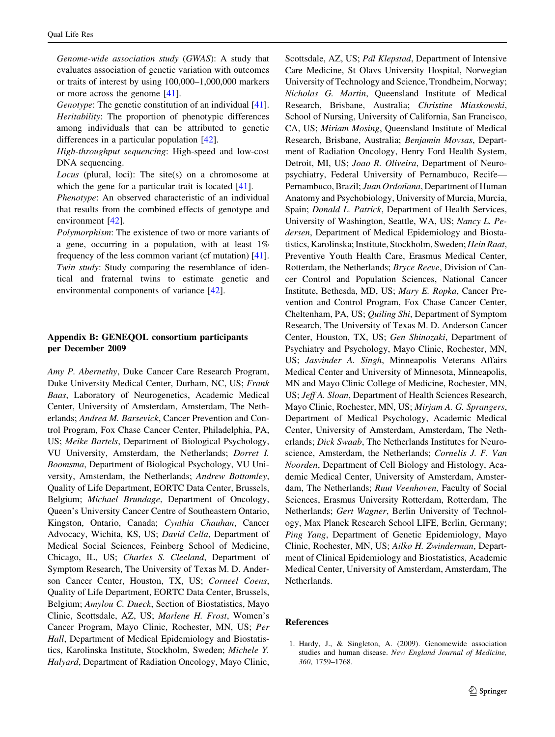*Genome-wide association study* (*GWAS*): A study that evaluates association of genetic variation with outcomes or traits of interest by using 100,000–1,000,000 markers or more across the genome [41].

*Genotype*: The genetic constitution of an individual [41].

*Heritability*: The proportion of phenotypic differences among individuals that can be attributed to genetic differences in a particular population [42].

*High-throughput sequencing*: High-speed and low-cost DNA sequencing.

*Locus* (plural, loci): The site(s) on a chromosome at which the gene for a particular trait is located [41].

*Phenotype*: An observed characteristic of an individual that results from the combined effects of genotype and environment [42].

*Polymorphism*: The existence of two or more variants of a gene, occurring in a population, with at least 1% frequency of the less common variant (cf mutation) [41].

*Twin study*: Study comparing the resemblance of identical and fraternal twins to estimate genetic and environmental components of variance [42].

## Appendix B: GENEQOL consortium participants per December 2009

*Amy P. Abernethy*, Duke Cancer Care Research Program, Duke University Medical Center, Durham, NC, US; *Frank Baas*, Laboratory of Neurogenetics, Academic Medical Center, University of Amsterdam, Amsterdam, The Netherlands; *Andrea M. Barsevick*, Cancer Prevention and Control Program, Fox Chase Cancer Center, Philadelphia, PA, US; *Meike Bartels*, Department of Biological Psychology, VU University, Amsterdam, the Netherlands; *Dorret I. Boomsma*, Department of Biological Psychology, VU University, Amsterdam, the Netherlands; *Andrew Bottomley*, Quality of Life Department, EORTC Data Center, Brussels, Belgium; *Michael Brundage*, Department of Oncology, Queen's University Cancer Centre of Southeastern Ontario, Kingston, Ontario, Canada; *Cynthia Chauhan*, Cancer Advocacy, Wichita, KS, US; *David Cella*, Department of Medical Social Sciences, Feinberg School of Medicine, Chicago, IL, US; *Charles S. Cleeland*, Department of Symptom Research, The University of Texas M. D. Anderson Cancer Center, Houston, TX, US; *Corneel Coens*, Quality of Life Department, EORTC Data Center, Brussels, Belgium; *Amylou C. Dueck*, Section of Biostatistics, Mayo Clinic, Scottsdale, AZ, US; *Marlene H. Frost*, Women's Cancer Program, Mayo Clinic, Rochester, MN, US; *Per Hall*, Department of Medical Epidemiology and Biostatistics, Karolinska Institute, Stockholm, Sweden; *Michele Y. Halyard*, Department of Radiation Oncology, Mayo Clinic, Scottsdale, AZ, US; *Pål Klepstad*, Department of Intensive Care Medicine, St Olavs University Hospital, Norwegian University of Technology and Science, Trondheim, Norway; *Nicholas G. Martin*, Queensland Institute of Medical Research, Brisbane, Australia; *Christine Miaskowski*, School of Nursing, University of California, San Francisco, CA, US; *Miriam Mosing*, Queensland Institute of Medical Research, Brisbane, Australia; *Benjamin Movsas*, Department of Radiation Oncology, Henry Ford Health System, Detroit, MI, US; *Joao R. Oliveira*, Department of Neuropsychiatry, Federal University of Pernambuco, Recife—Pernambuco, Brazil; *Juan Ordoñana*, Department of Human Anatomy and Psychobiology, University of Murcia, Murcia, Spain; *Donald L. Patrick*, Department of Health Services, University of Washington, Seattle, WA, US; *Nancy L. Pedersen*, Department of Medical Epidemiology and Biostatistics, Karolinska; Institute, Stockholm, Sweden; *Hein Raat*, Preventive Youth Health Care, Erasmus Medical Center, Rotterdam, the Netherlands; *Bryce Reeve*, Division of Cancer Control and Population Sciences, National Cancer Institute, Bethesda, MD, US; *Mary E. Ropka*, Cancer Prevention and Control Program, Fox Chase Cancer Center, Cheltenham, PA, US; *Quiling Shi*, Department of Symptom Research, The University of Texas M. D. Anderson Cancer Center, Houston, TX, US; *Gen Shinozaki*, Department of Psychiatry and Psychology, Mayo Clinic, Rochester, MN, US; *Jasvinder A. Singh*, Minneapolis Veterans Affairs Medical Center and University of Minnesota, Minneapolis, MN and Mayo Clinic College of Medicine, Rochester, MN, US; *Jeff A. Sloan*, Department of Health Sciences Research, Mayo Clinic, Rochester, MN, US; *Mirjam A. G. Sprangers*, Department of Medical Psychology, Academic Medical Center, University of Amsterdam, Amsterdam, The Netherlands; *Dick Swaab*, The Netherlands Institutes for Neuroscience, Amsterdam, the Netherlands; *Cornelis J. F. Van Noorden*, Department of Cell Biology and Histology, Academic Medical Center, University of Amsterdam, Amsterdam, The Netherlands; *Ruut Veenhoven*, Faculty of Social Sciences, Erasmus University Rotterdam, Rotterdam, The Netherlands; *Gert Wagner*, Berlin University of Technology, Max Planck Research School LIFE, Berlin, Germany; *Ping Yang*, Department of Genetic Epidemiology, Mayo Clinic, Rochester, MN, US; *Ailko H. Zwinderman*, Department of Clinical Epidemiology and Biostatistics, Academic Medical Center, University of Amsterdam, Amsterdam, The Netherlands.

## References

1. Hardy, J., & Singleton, A. (2009). Genomewide association studies and human disease. *New England Journal of Medicine, 360*, 1759–1768.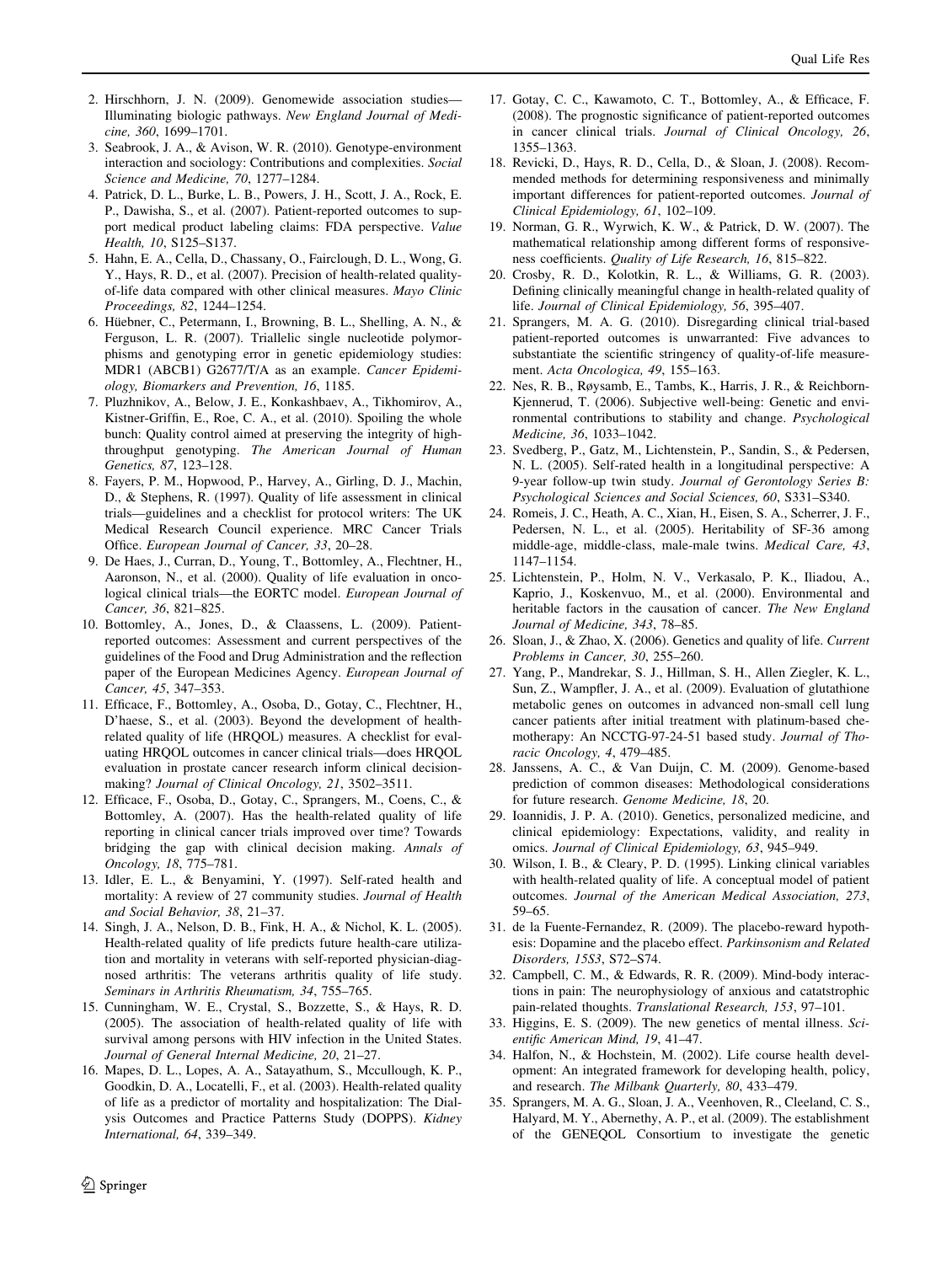2. Hirschhorn, J. N. (2009). Genomewide association studies—Illuminating biologic pathways. *New England Journal of Medicine, 360*, 1699–1701.
3. Seabrook, J. A., & Avison, W. R. (2010). Genotype-environment interaction and sociology: Contributions and complexities. *Social Science and Medicine, 70*, 1277–1284.
4. Patrick, D. L., Burke, L. B., Powers, J. H., Scott, J. A., Rock, E. P., Dawisha, S., et al. (2007). Patient-reported outcomes to support medical product labeling claims: FDA perspective. *Value Health, 10*, S125–S137.
5. Hahn, E. A., Cella, D., Chassany, O., Fairclough, D. L., Wong, G. Y., Hays, R. D., et al. (2007). Precision of health-related quality-of-life data compared with other clinical measures. *Mayo Clinic Proceedings, 82*, 1244–1254.
6. Hüebner, C., Petermann, I., Browning, B. L., Shelling, A. N., & Ferguson, L. R. (2007). Triallelic single nucleotide polymorphisms and genotyping error in genetic epidemiology studies: MDR1 (ABCB1) G2677/T/A as an example. *Cancer Epidemiology, Biomarkers and Prevention, 16*, 1185.
7. Pluzhnikov, A., Below, J. E., Konkashbaev, A., Tikhomirov, A., Kistner-Griffin, E., Roe, C. A., et al. (2010). Spoiling the whole bunch: Quality control aimed at preserving the integrity of high-throughput genotyping. *The American Journal of Human Genetics, 87*, 123–128.
8. Fayers, P. M., Hopwood, P., Harvey, A., Girling, D. J., Machin, D., & Stephens, R. (1997). Quality of life assessment in clinical trials—guidelines and a checklist for protocol writers: The UK Medical Research Council experience. MRC Cancer Trials Office. *European Journal of Cancer, 33*, 20–28.
9. De Haes, J., Curran, D., Young, T., Bottomley, A., Flechtner, H., Aaronson, N., et al. (2000). Quality of life evaluation in oncological clinical trials—the EORTC model. *European Journal of Cancer, 36*, 821–825.
10. Bottomley, A., Jones, D., & Claassens, L. (2009). Patient-reported outcomes: Assessment and current perspectives of the guidelines of the Food and Drug Administration and the reflection paper of the European Medicines Agency. *European Journal of Cancer, 45*, 347–353.
11. Efficace, F., Bottomley, A., Osoba, D., Gotay, C., Flechtner, H., D'haese, S., et al. (2003). Beyond the development of health-related quality of life (HRQOL) measures. A checklist for evaluating HRQOL outcomes in cancer clinical trials—does HRQOL evaluation in prostate cancer research inform clinical decision-making? *Journal of Clinical Oncology, 21*, 3502–3511.
12. Efficace, F., Osoba, D., Gotay, C., Sprangers, M., Coens, C., & Bottomley, A. (2007). Has the health-related quality of life reporting in clinical cancer trials improved over time? Towards bridging the gap with clinical decision making. *Annals of Oncology, 18*, 775–781.
13. Idler, E. L., & Benyamini, Y. (1997). Self-rated health and mortality: A review of 27 community studies. *Journal of Health and Social Behavior, 38*, 21–37.
14. Singh, J. A., Nelson, D. B., Fink, H. A., & Nichol, K. L. (2005). Health-related quality of life predicts future health-care utilization and mortality in veterans with self-reported physician-diagnosed arthritis: The veterans arthritis quality of life study. *Seminars in Arthritis Rheumatism, 34*, 755–765.
15. Cunningham, W. E., Crystal, S., Bozzette, S., & Hays, R. D. (2005). The association of health-related quality of life with survival among persons with HIV infection in the United States. *Journal of General Internal Medicine, 20*, 21–27.
16. Mapes, D. L., Lopes, A. A., Satayathum, S., Mccullough, K. P., Goodkin, D. A., Locatelli, F., et al. (2003). Health-related quality of life as a predictor of mortality and hospitalization: The Dialysis Outcomes and Practice Patterns Study (DOPPS). *Kidney International, 64*, 339–349.
17. Gotay, C. C., Kawamoto, C. T., Bottomley, A., & Efficace, F. (2008). The prognostic significance of patient-reported outcomes in cancer clinical trials. *Journal of Clinical Oncology, 26*, 1355–1363.
18. Revicki, D., Hays, R. D., Cella, D., & Sloan, J. (2008). Recommended methods for determining responsiveness and minimally important differences for patient-reported outcomes. *Journal of Clinical Epidemiology, 61*, 102–109.
19. Norman, G. R., Wyrwich, K. W., & Patrick, D. W. (2007). The mathematical relationship among different forms of responsiveness coefficients. *Quality of Life Research, 16*, 815–822.
20. Crosby, R. D., Kolotkin, R. L., & Williams, G. R. (2003). Defining clinically meaningful change in health-related quality of life. *Journal of Clinical Epidemiology, 56*, 395–407.
21. Sprangers, M. A. G. (2010). Disregarding clinical trial-based patient-reported outcomes is unwarranted: Five advances to substantiate the scientific stringency of quality-of-life measurement. *Acta Oncologica, 49*, 155–163.
22. Nes, R. B., Røysamb, E., Tambs, K., Harris, J. R., & Reichborn-Kjennerud, T. (2006). Subjective well-being: Genetic and environmental contributions to stability and change. *Psychological Medicine, 36*, 1033–1042.
23. Svedberg, P., Gatz, M., Lichtenstein, P., Sandin, S., & Pedersen, N. L. (2005). Self-rated health in a longitudinal perspective: A 9-year follow-up twin study. *Journal of Gerontology Series B: Psychological Sciences and Social Sciences, 60*, S331–S340.
24. Romeis, J. C., Heath, A. C., Xian, H., Eisen, S. A., Scherrer, J. F., Pedersen, N. L., et al. (2005). Heritability of SF-36 among middle-age, middle-class, male-male twins. *Medical Care, 43*, 1147–1154.
25. Lichtenstein, P., Holm, N. V., Verkasalo, P. K., Iliadou, A., Kaprio, J., Koskenvuo, M., et al. (2000). Environmental and heritable factors in the causation of cancer. *The New England Journal of Medicine, 343*, 78–85.
26. Sloan, J., & Zhao, X. (2006). Genetics and quality of life. *Current Problems in Cancer, 30*, 255–260.
27. Yang, P., Mandrekar, S. J., Hillman, S. H., Allen Ziegler, K. L., Sun, Z., Wampfler, J. A., et al. (2009). Evaluation of glutathione metabolic genes on outcomes in advanced non-small cell lung cancer patients after initial treatment with platinum-based chemotherapy: An NCCTG-97-24-51 based study. *Journal of Thoracic Oncology, 4*, 479–485.
28. Janssens, A. C., & Van Duijn, C. M. (2009). Genome-based prediction of common diseases: Methodological considerations for future research. *Genome Medicine, 18*, 20.
29. Ioannidis, J. P. A. (2010). Genetics, personalized medicine, and clinical epidemiology: Expectations, validity, and reality in omics. *Journal of Clinical Epidemiology, 63*, 945–949.
30. Wilson, I. B., & Cleary, P. D. (1995). Linking clinical variables with health-related quality of life. A conceptual model of patient outcomes. *Journal of the American Medical Association, 273*, 59–65.
31. de la Fuente-Fernandez, R. (2009). The placebo-reward hypothesis: Dopamine and the placebo effect. *Parkinsonism and Related Disorders, 15S3*, S72–S74.
32. Campbell, C. M., & Edwards, R. R. (2009). Mind-body interactions in pain: The neurophysiology of anxious and catatstrophic pain-related thoughts. *Translational Research, 153*, 97–101.
33. Higgins, E. S. (2009). The new genetics of mental illness. *Scientific American Mind, 19*, 41–47.
34. Halfon, N., & Hochstein, M. (2002). Life course health development: An integrated framework for developing health, policy, and research. *The Milbank Quarterly, 80*, 433–479.
35. Sprangers, M. A. G., Sloan, J. A., Veenhoven, R., Cleeland, C. S., Halyard, M. Y., Abernethy, A. P., et al. (2009). The establishment of the GENEQOL Consortium to investigate the genetic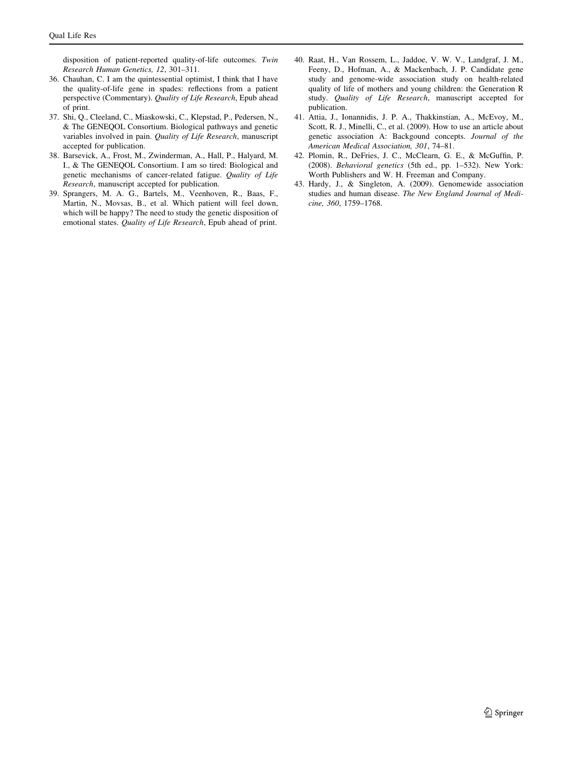disposition of patient-reported quality-of-life outcomes. *Twin Research Human Genetics, 12*, 301–311.

36. Chauhan, C. I am the quintessential optimist, I think that I have the quality-of-life gene in spades: reflections from a patient perspective (Commentary). *Quality of Life Research*, Epub ahead of print.
37. Shi, Q., Cleeland, C., Miaskowski, C., Klepstad, P., Pedersen, N., & The GENEQOL Consortium. Biological pathways and genetic variables involved in pain. *Quality of Life Research*, manuscript accepted for publication.
38. Barsevick, A., Frost, M., Zwinderman, A., Hall, P., Halyard, M. I., & The GENEQOL Consortium. I am so tired: Biological and genetic mechanisms of cancer-related fatigue. *Quality of Life Research*, manuscript accepted for publication.
39. Sprangers, M. A. G., Bartels, M., Veenhoven, R., Baas, F., Martin, N., Movsas, B., et al. Which patient will feel down, which will be happy? The need to study the genetic disposition of emotional states. *Quality of Life Research*, Epub ahead of print.
40. Raat, H., Van Rossem, L., Jaddoe, V. W. V., Landgraf, J. M., Feeny, D., Hofman, A., & Mackenbach, J. P. Candidate gene study and genome-wide association study on health-related quality of life of mothers and young children: the Generation R study. *Quality of Life Research*, manuscript accepted for publication.
41. Attia, J., Ionannidis, J. P. A., Thakkinstian, A., McEvoy, M., Scott, R. J., Minelli, C., et al. (2009). How to use an article about genetic association A: Backgound concepts. *Journal of the American Medical Association, 301*, 74–81.
42. Plomin, R., DeFries, J. C., McClearn, G. E., & McGuffin, P. (2008). *Behavioral genetics* (5th ed., pp. 1–532). New York: Worth Publishers and W. H. Freeman and Company.
43. Hardy, J., & Singleton, A. (2009). Genomewide association studies and human disease. *The New England Journal of Medicine, 360*, 1759–1768.